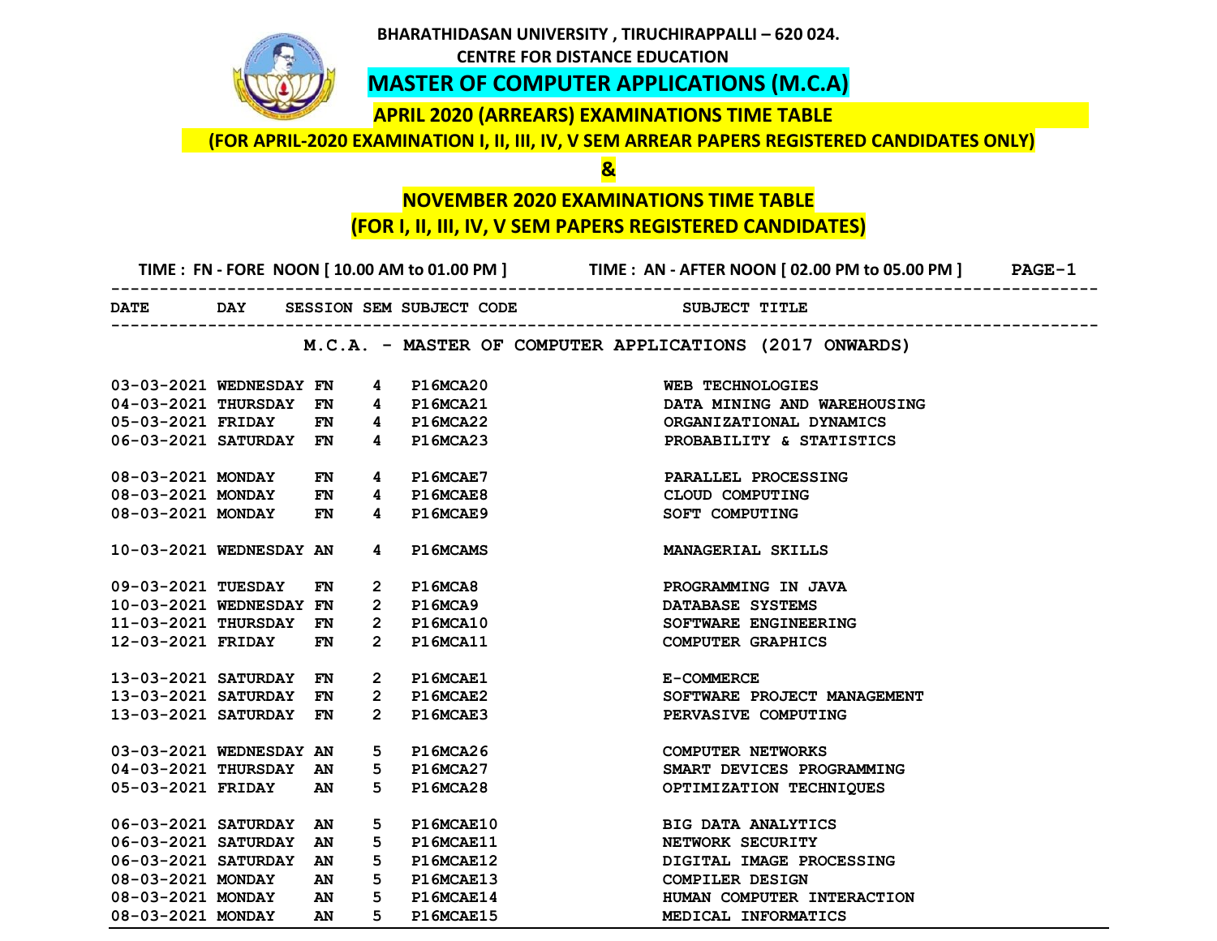# BHARATHIDASAN UNIVERSITY , TIRUCHIRAPPALLI – 620 024.

## CENTRE FOR DISTANCE EDUCATION

## MASTER OF COMPUTER APPLICATIONS (M.C.A)

### APRIL 2020 (ARREARS) EXAMINATIONS TIME TABLE

### (FOR APRIL-2020 EXAMINATION I, II, III, IV, V SEM ARREAR PAPERS REGISTERED CANDIDATES ONLY)

### &

### NOVEMBER 2020 EXAMINATIONS TIME TABLE

### (FOR I, II, III, IV, V SEM PAPERS REGISTERED CANDIDATES)

TIME : FN - FORE NOON [ 10.00 AM to 01.00 PM ]  TIME : AN - AFTER NOON [ 02.00 PM to 05.00 PM ]  PAGE-1

**M.C.A. - MASTER OF COMPUTER APPLICATIONS (2017 ONWARDS)**

| DATE | DAY | SESSION | SEM | SUBJECT CODE | SUBJECT TITLE |
|---|---|---|---|---|---|
| 03-03-2021 | WEDNESDAY | FN | 4 | P16MCA20 | WEB TECHNOLOGIES |
| 04-03-2021 | THURSDAY | FN | 4 | P16MCA21 | DATA MINING AND WAREHOUSING |
| 05-03-2021 | FRIDAY | FN | 4 | P16MCA22 | ORGANIZATIONAL DYNAMICS |
| 06-03-2021 | SATURDAY | FN | 4 | P16MCA23 | PROBABILITY & STATISTICS |
| 08-03-2021 | MONDAY | FN | 4 | P16MCAE7 | PARALLEL PROCESSING |
| 08-03-2021 | MONDAY | FN | 4 | P16MCAE8 | CLOUD COMPUTING |
| 08-03-2021 | MONDAY | FN | 4 | P16MCAE9 | SOFT COMPUTING |
| 10-03-2021 | WEDNESDAY | AN | 4 | P16MCAMS | MANAGERIAL SKILLS |
| 09-03-2021 | TUESDAY | FN | 2 | P16MCA8 | PROGRAMMING IN JAVA |
| 10-03-2021 | WEDNESDAY | FN | 2 | P16MCA9 | DATABASE SYSTEMS |
| 11-03-2021 | THURSDAY | FN | 2 | P16MCA10 | SOFTWARE ENGINEERING |
| 12-03-2021 | FRIDAY | FN | 2 | P16MCA11 | COMPUTER GRAPHICS |
| 13-03-2021 | SATURDAY | FN | 2 | P16MCAE1 | E-COMMERCE |
| 13-03-2021 | SATURDAY | FN | 2 | P16MCAE2 | SOFTWARE PROJECT MANAGEMENT |
| 13-03-2021 | SATURDAY | FN | 2 | P16MCAE3 | PERVASIVE COMPUTING |
| 03-03-2021 | WEDNESDAY | AN | 5 | P16MCA26 | COMPUTER NETWORKS |
| 04-03-2021 | THURSDAY | AN | 5 | P16MCA27 | SMART DEVICES PROGRAMMING |
| 05-03-2021 | FRIDAY | AN | 5 | P16MCA28 | OPTIMIZATION TECHNIQUES |
| 06-03-2021 | SATURDAY | AN | 5 | P16MCAE10 | BIG DATA ANALYTICS |
| 06-03-2021 | SATURDAY | AN | 5 | P16MCAE11 | NETWORK SECURITY |
| 06-03-2021 | SATURDAY | AN | 5 | P16MCAE12 | DIGITAL IMAGE PROCESSING |
| 08-03-2021 | MONDAY | AN | 5 | P16MCAE13 | COMPILER DESIGN |
| 08-03-2021 | MONDAY | AN | 5 | P16MCAE14 | HUMAN COMPUTER INTERACTION |
| 08-03-2021 | MONDAY | AN | 5 | P16MCAE15 | MEDICAL INFORMATICS |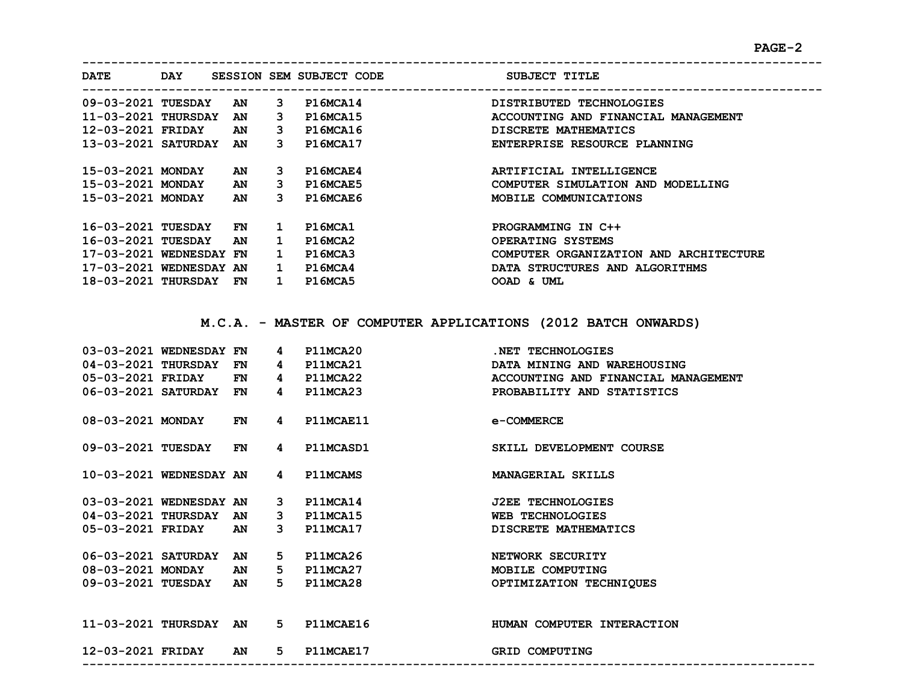| DATE | DAY | SESSION | SEM | SUBJECT CODE | SUBJECT TITLE |
|---|---|---|---|---|---|
| 09-03-2021 | TUESDAY | AN | 3 | P16MCA14 | DISTRIBUTED TECHNOLOGIES |
| 11-03-2021 | THURSDAY | AN | 3 | P16MCA15 | ACCOUNTING AND FINANCIAL MANAGEMENT |
| 12-03-2021 | FRIDAY | AN | 3 | P16MCA16 | DISCRETE MATHEMATICS |
| 13-03-2021 | SATURDAY | AN | 3 | P16MCA17 | ENTERPRISE RESOURCE PLANNING |
| 15-03-2021 | MONDAY | AN | 3 | P16MCAE4 | ARTIFICIAL INTELLIGENCE |
| 15-03-2021 | MONDAY | AN | 3 | P16MCAE5 | COMPUTER SIMULATION AND MODELLING |
| 15-03-2021 | MONDAY | AN | 3 | P16MCAE6 | MOBILE COMMUNICATIONS |
| 16-03-2021 | TUESDAY | FN | 1 | P16MCA1 | PROGRAMMING IN C++ |
| 16-03-2021 | TUESDAY | AN | 1 | P16MCA2 | OPERATING SYSTEMS |
| 17-03-2021 | WEDNESDAY | FN | 1 | P16MCA3 | COMPUTER ORGANIZATION AND ARCHITECTURE |
| 17-03-2021 | WEDNESDAY | AN | 1 | P16MCA4 | DATA STRUCTURES AND ALGORITHMS |
| 18-03-2021 | THURSDAY | FN | 1 | P16MCA5 | OOAD & UML |

## M.C.A. - MASTER OF COMPUTER APPLICATIONS (2012 BATCH ONWARDS)

| DATE | DAY | SESSION | SEM | SUBJECT CODE | SUBJECT TITLE |
|---|---|---|---|---|---|
| 03-03-2021 | WEDNESDAY | FN | 4 | P11MCA20 | .NET TECHNOLOGIES |
| 04-03-2021 | THURSDAY | FN | 4 | P11MCA21 | DATA MINING AND WAREHOUSING |
| 05-03-2021 | FRIDAY | FN | 4 | P11MCA22 | ACCOUNTING AND FINANCIAL MANAGEMENT |
| 06-03-2021 | SATURDAY | FN | 4 | P11MCA23 | PROBABILITY AND STATISTICS |
| 08-03-2021 | MONDAY | FN | 4 | P11MCAE11 | e-COMMERCE |
| 09-03-2021 | TUESDAY | FN | 4 | P11MCASD1 | SKILL DEVELOPMENT COURSE |
| 10-03-2021 | WEDNESDAY | AN | 4 | P11MCAMS | MANAGERIAL SKILLS |
| 03-03-2021 | WEDNESDAY | AN | 3 | P11MCA14 | J2EE TECHNOLOGIES |
| 04-03-2021 | THURSDAY | AN | 3 | P11MCA15 | WEB TECHNOLOGIES |
| 05-03-2021 | FRIDAY | AN | 3 | P11MCA17 | DISCRETE MATHEMATICS |
| 06-03-2021 | SATURDAY | AN | 5 | P11MCA26 | NETWORK SECURITY |
| 08-03-2021 | MONDAY | AN | 5 | P11MCA27 | MOBILE COMPUTING |
| 09-03-2021 | TUESDAY | AN | 5 | P11MCA28 | OPTIMIZATION TECHNIQUES |
| 11-03-2021 | THURSDAY | AN | 5 | P11MCAE16 | HUMAN COMPUTER INTERACTION |
| 12-03-2021 | FRIDAY | AN | 5 | P11MCAE17 | GRID COMPUTING |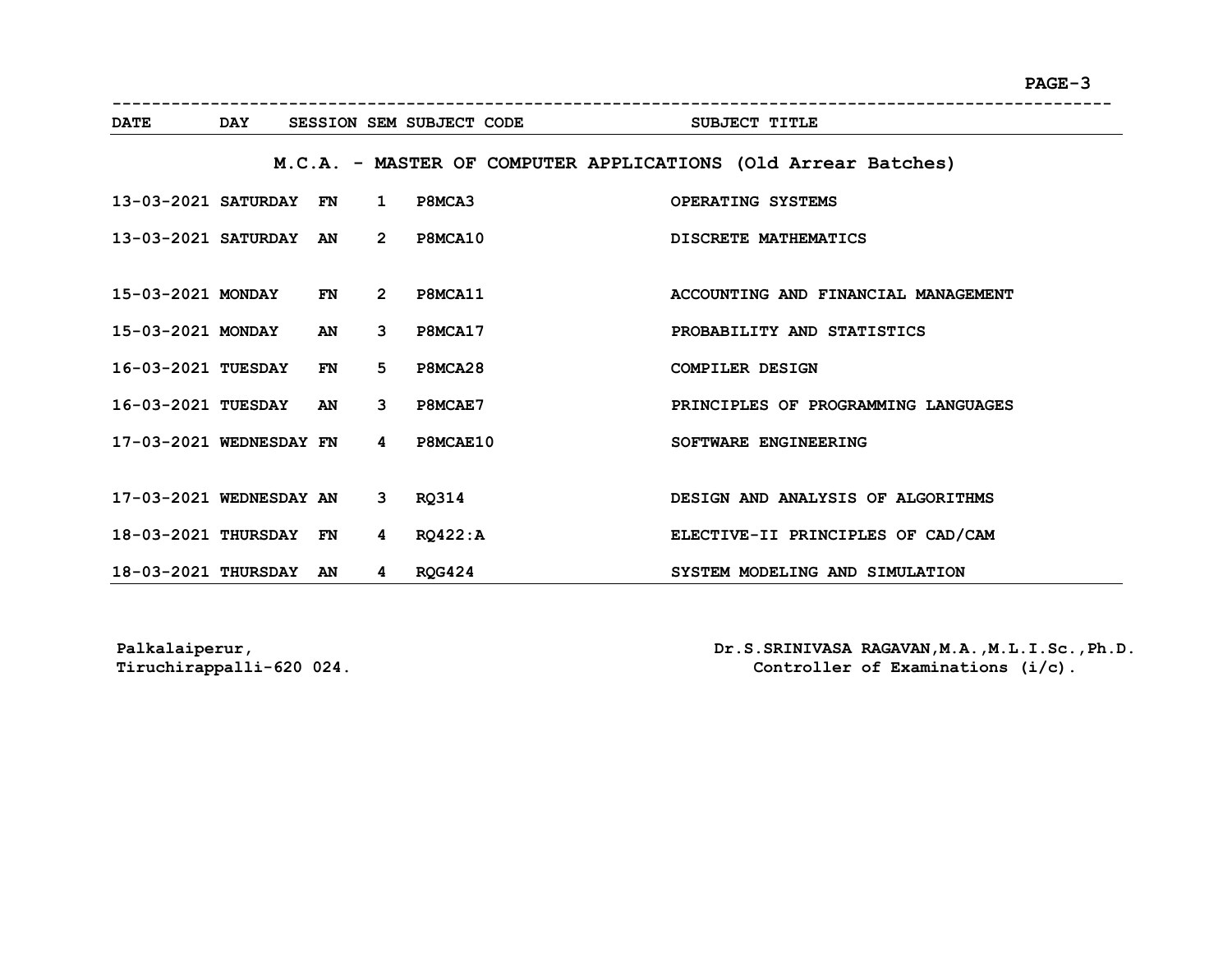| DATE | DAY | SESSION | SEM | SUBJECT CODE | SUBJECT TITLE |
|---|---|---|---|---|---|
| **M.C.A. - MASTER OF COMPUTER APPLICATIONS (Old Arrear Batches)** | | | | | |
| 13-03-2021 | SATURDAY | FN | 1 | P8MCA3 | OPERATING SYSTEMS |
| 13-03-2021 | SATURDAY | AN | 2 | P8MCA10 | DISCRETE MATHEMATICS |
| 15-03-2021 | MONDAY | FN | 2 | P8MCA11 | ACCOUNTING AND FINANCIAL MANAGEMENT |
| 15-03-2021 | MONDAY | AN | 3 | P8MCA17 | PROBABILITY AND STATISTICS |
| 16-03-2021 | TUESDAY | FN | 5 | P8MCA28 | COMPILER DESIGN |
| 16-03-2021 | TUESDAY | AN | 3 | P8MCAE7 | PRINCIPLES OF PROGRAMMING LANGUAGES |
| 17-03-2021 | WEDNESDAY | FN | 4 | P8MCAE10 | SOFTWARE ENGINEERING |
| 17-03-2021 | WEDNESDAY | AN | 3 | RQ314 | DESIGN AND ANALYSIS OF ALGORITHMS |
| 18-03-2021 | THURSDAY | FN | 4 | RQ422:A | ELECTIVE-II PRINCIPLES OF CAD/CAM |
| 18-03-2021 | THURSDAY | AN | 4 | RQG424 | SYSTEM MODELING AND SIMULATION |

Palkalaiperur,
Tiruchirappalli-620 024.

Dr.S.SRINIVASA RAGAVAN,M.A.,M.L.I.Sc.,Ph.D.
Controller of Examinations (i/c).